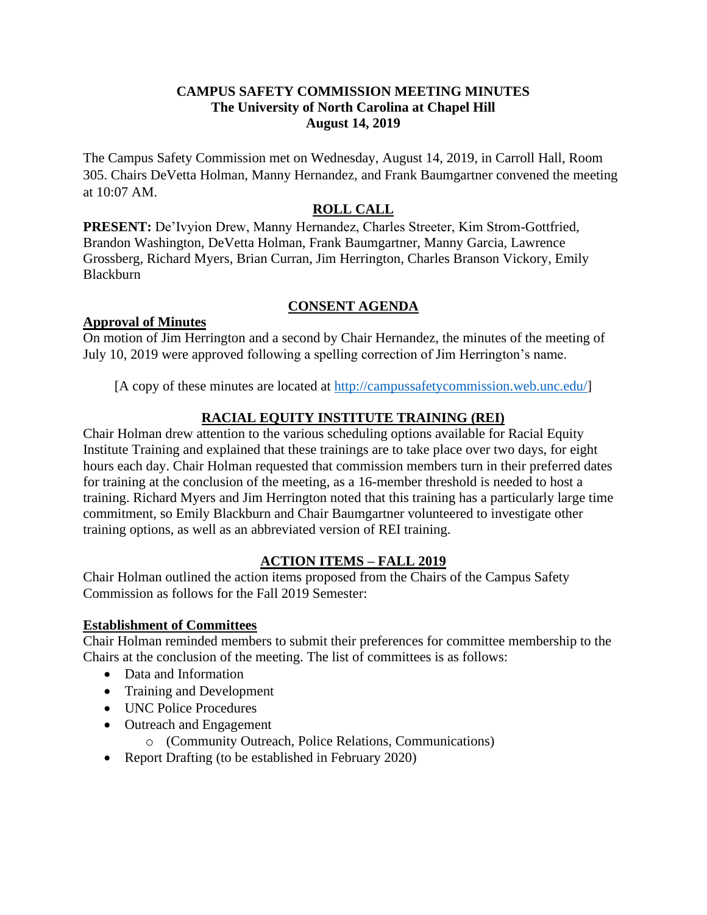**CAMPUS SAFETY COMMISSION MEETING MINUTES**
**The University of North Carolina at Chapel Hill**
**August 14, 2019**

The Campus Safety Commission met on Wednesday, August 14, 2019, in Carroll Hall, Room 305. Chairs DeVetta Holman, Manny Hernandez, and Frank Baumgartner convened the meeting at 10:07 AM.

## ROLL CALL

**PRESENT:** De'Ivyion Drew, Manny Hernandez, Charles Streeter, Kim Strom-Gottfried, Brandon Washington, DeVetta Holman, Frank Baumgartner, Manny Garcia, Lawrence Grossberg, Richard Myers, Brian Curran, Jim Herrington, Charles Branson Vickory, Emily Blackburn

## CONSENT AGENDA

### Approval of Minutes

On motion of Jim Herrington and a second by Chair Hernandez, the minutes of the meeting of July 10, 2019 were approved following a spelling correction of Jim Herrington's name.

[A copy of these minutes are located at http://campussafetycommission.web.unc.edu/]

## RACIAL EQUITY INSTITUTE TRAINING (REI)

Chair Holman drew attention to the various scheduling options available for Racial Equity Institute Training and explained that these trainings are to take place over two days, for eight hours each day. Chair Holman requested that commission members turn in their preferred dates for training at the conclusion of the meeting, as a 16-member threshold is needed to host a training. Richard Myers and Jim Herrington noted that this training has a particularly large time commitment, so Emily Blackburn and Chair Baumgartner volunteered to investigate other training options, as well as an abbreviated version of REI training.

## ACTION ITEMS – FALL 2019

Chair Holman outlined the action items proposed from the Chairs of the Campus Safety Commission as follows for the Fall 2019 Semester:

### Establishment of Committees

Chair Holman reminded members to submit their preferences for committee membership to the Chairs at the conclusion of the meeting. The list of committees is as follows:

- Data and Information
- Training and Development
- UNC Police Procedures
- Outreach and Engagement
  - (Community Outreach, Police Relations, Communications)
- Report Drafting (to be established in February 2020)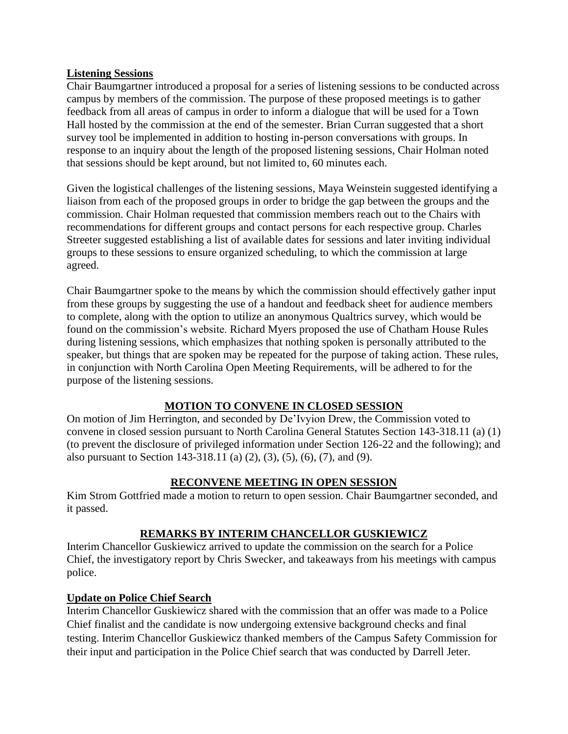**Listening Sessions**

Chair Baumgartner introduced a proposal for a series of listening sessions to be conducted across campus by members of the commission. The purpose of these proposed meetings is to gather feedback from all areas of campus in order to inform a dialogue that will be used for a Town Hall hosted by the commission at the end of the semester. Brian Curran suggested that a short survey tool be implemented in addition to hosting in-person conversations with groups. In response to an inquiry about the length of the proposed listening sessions, Chair Holman noted that sessions should be kept around, but not limited to, 60 minutes each.

Given the logistical challenges of the listening sessions, Maya Weinstein suggested identifying a liaison from each of the proposed groups in order to bridge the gap between the groups and the commission. Chair Holman requested that commission members reach out to the Chairs with recommendations for different groups and contact persons for each respective group. Charles Streeter suggested establishing a list of available dates for sessions and later inviting individual groups to these sessions to ensure organized scheduling, to which the commission at large agreed.

Chair Baumgartner spoke to the means by which the commission should effectively gather input from these groups by suggesting the use of a handout and feedback sheet for audience members to complete, along with the option to utilize an anonymous Qualtrics survey, which would be found on the commission's website. Richard Myers proposed the use of Chatham House Rules during listening sessions, which emphasizes that nothing spoken is personally attributed to the speaker, but things that are spoken may be repeated for the purpose of taking action. These rules, in conjunction with North Carolina Open Meeting Requirements, will be adhered to for the purpose of the listening sessions.

## MOTION TO CONVENE IN CLOSED SESSION

On motion of Jim Herrington, and seconded by De'Ivyion Drew, the Commission voted to convene in closed session pursuant to North Carolina General Statutes Section 143-318.11 (a) (1) (to prevent the disclosure of privileged information under Section 126-22 and the following); and also pursuant to Section 143-318.11 (a) (2), (3), (5), (6), (7), and (9).

## RECONVENE MEETING IN OPEN SESSION

Kim Strom Gottfried made a motion to return to open session. Chair Baumgartner seconded, and it passed.

## REMARKS BY INTERIM CHANCELLOR GUSKIEWICZ

Interim Chancellor Guskiewicz arrived to update the commission on the search for a Police Chief, the investigatory report by Chris Swecker, and takeaways from his meetings with campus police.

**Update on Police Chief Search**

Interim Chancellor Guskiewicz shared with the commission that an offer was made to a Police Chief finalist and the candidate is now undergoing extensive background checks and final testing. Interim Chancellor Guskiewicz thanked members of the Campus Safety Commission for their input and participation in the Police Chief search that was conducted by Darrell Jeter.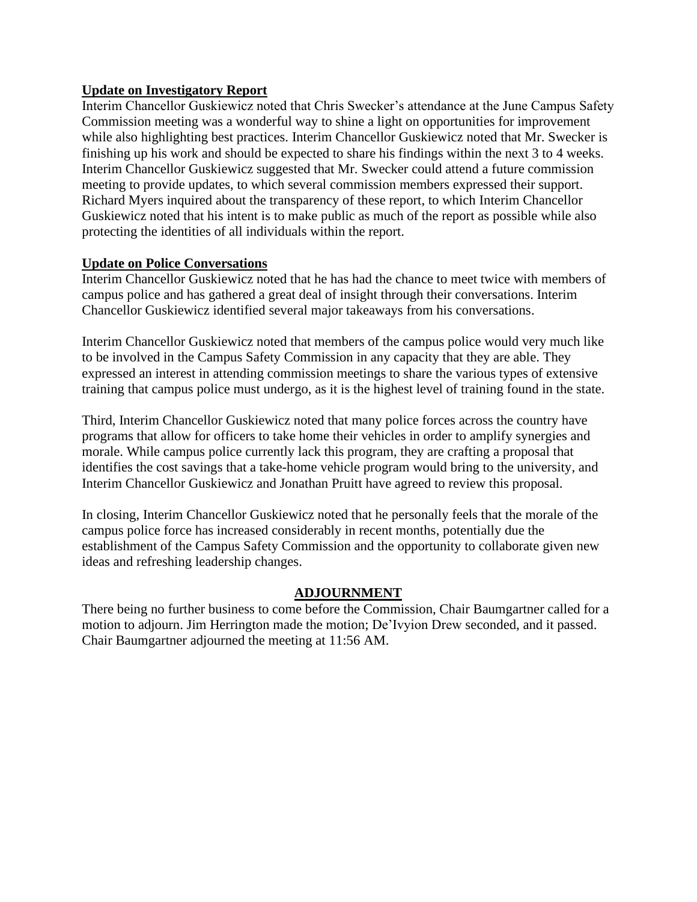**Update on Investigatory Report**

Interim Chancellor Guskiewicz noted that Chris Swecker's attendance at the June Campus Safety Commission meeting was a wonderful way to shine a light on opportunities for improvement while also highlighting best practices. Interim Chancellor Guskiewicz noted that Mr. Swecker is finishing up his work and should be expected to share his findings within the next 3 to 4 weeks. Interim Chancellor Guskiewicz suggested that Mr. Swecker could attend a future commission meeting to provide updates, to which several commission members expressed their support. Richard Myers inquired about the transparency of these report, to which Interim Chancellor Guskiewicz noted that his intent is to make public as much of the report as possible while also protecting the identities of all individuals within the report.

**Update on Police Conversations**

Interim Chancellor Guskiewicz noted that he has had the chance to meet twice with members of campus police and has gathered a great deal of insight through their conversations. Interim Chancellor Guskiewicz identified several major takeaways from his conversations.

Interim Chancellor Guskiewicz noted that members of the campus police would very much like to be involved in the Campus Safety Commission in any capacity that they are able. They expressed an interest in attending commission meetings to share the various types of extensive training that campus police must undergo, as it is the highest level of training found in the state.

Third, Interim Chancellor Guskiewicz noted that many police forces across the country have programs that allow for officers to take home their vehicles in order to amplify synergies and morale. While campus police currently lack this program, they are crafting a proposal that identifies the cost savings that a take-home vehicle program would bring to the university, and Interim Chancellor Guskiewicz and Jonathan Pruitt have agreed to review this proposal.

In closing, Interim Chancellor Guskiewicz noted that he personally feels that the morale of the campus police force has increased considerably in recent months, potentially due the establishment of the Campus Safety Commission and the opportunity to collaborate given new ideas and refreshing leadership changes.

## ADJOURNMENT

There being no further business to come before the Commission, Chair Baumgartner called for a motion to adjourn. Jim Herrington made the motion; De'Ivyion Drew seconded, and it passed. Chair Baumgartner adjourned the meeting at 11:56 AM.